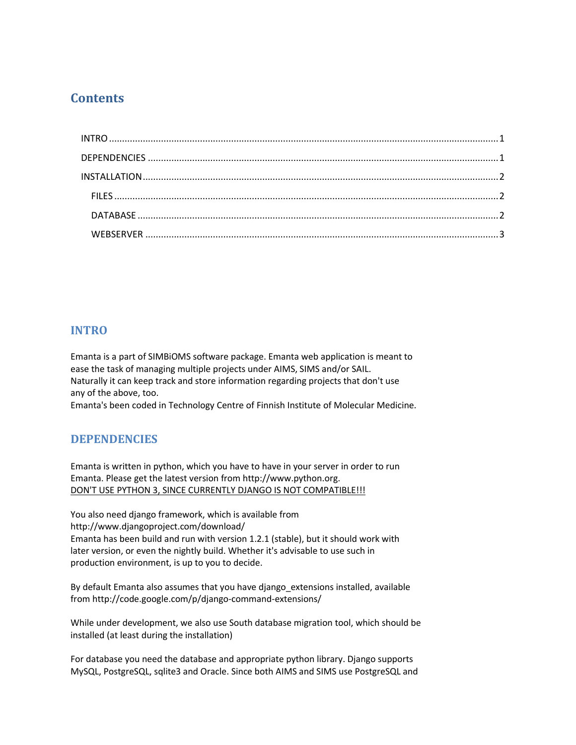# Contents

- INTRO ... 1
- DEPENDENCIES ... 1
- INSTALLATION ... 2
  - FILES ... 2
  - DATABASE ... 2
  - WEBSERVER ... 3

## INTRO

Emanta is a part of SIMBiOMS software package. Emanta web application is meant to ease the task of managing multiple projects under AIMS, SIMS and/or SAIL. Naturally it can keep track and store information regarding projects that don't use any of the above, too.
Emanta's been coded in Technology Centre of Finnish Institute of Molecular Medicine.

## DEPENDENCIES

Emanta is written in python, which you have to have in your server in order to run Emanta. Please get the latest version from http://www.python.org.
<u>DON'T USE PYTHON 3, SINCE CURRENTLY DJANGO IS NOT COMPATIBLE!!!</u>

You also need django framework, which is available from http://www.djangoproject.com/download/
Emanta has been build and run with version 1.2.1 (stable), but it should work with later version, or even the nightly build. Whether it's advisable to use such in production environment, is up to you to decide.

By default Emanta also assumes that you have django_extensions installed, available from http://code.google.com/p/django-command-extensions/

While under development, we also use South database migration tool, which should be installed (at least during the installation)

For database you need the database and appropriate python library. Django supports MySQL, PostgreSQL, sqlite3 and Oracle. Since both AIMS and SIMS use PostgreSQL and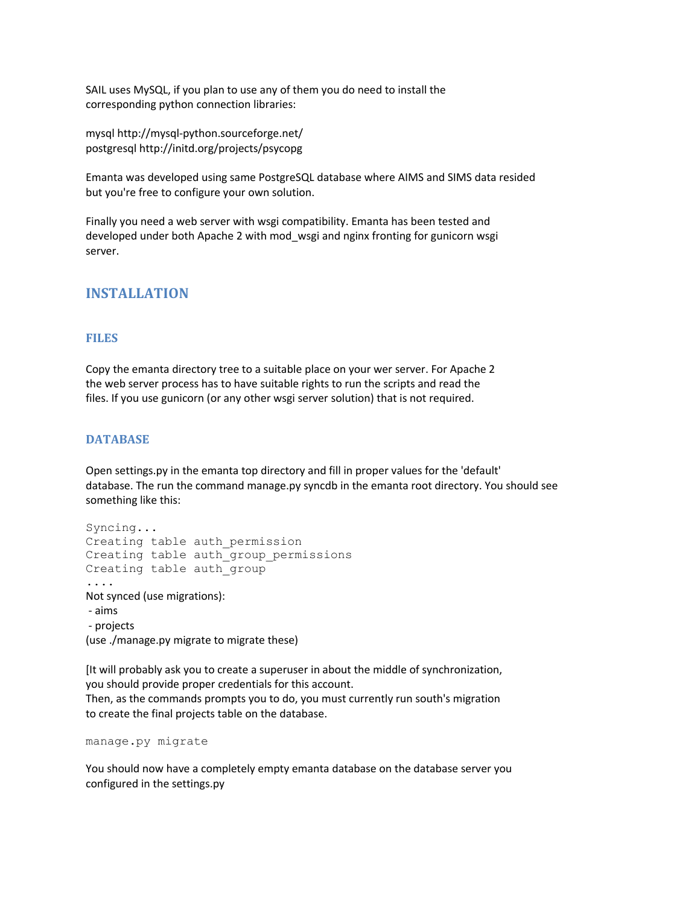SAIL uses MySQL, if you plan to use any of them you do need to install the corresponding python connection libraries:

mysql http://mysql-python.sourceforge.net/
postgresql http://initd.org/projects/psycopg

Emanta was developed using same PostgreSQL database where AIMS and SIMS data resided but you're free to configure your own solution.

Finally you need a web server with wsgi compatibility. Emanta has been tested and developed under both Apache 2 with mod_wsgi and nginx fronting for gunicorn wsgi server.

# INSTALLATION

## FILES

Copy the emanta directory tree to a suitable place on your wer server. For Apache 2 the web server process has to have suitable rights to run the scripts and read the files. If you use gunicorn (or any other wsgi server solution) that is not required.

## DATABASE

Open settings.py in the emanta top directory and fill in proper values for the 'default' database. The run the command manage.py syncdb in the emanta root directory. You should see something like this:

```
Syncing...
Creating table auth_permission
Creating table auth_group_permissions
Creating table auth_group
....
```

Not synced (use migrations):
 - aims
 - projects
(use ./manage.py migrate to migrate these)

[It will probably ask you to create a superuser in about the middle of synchronization, you should provide proper credentials for this account.
Then, as the commands prompts you to do, you must currently run south's migration to create the final projects table on the database.

```
manage.py migrate
```

You should now have a completely empty emanta database on the database server you configured in the settings.py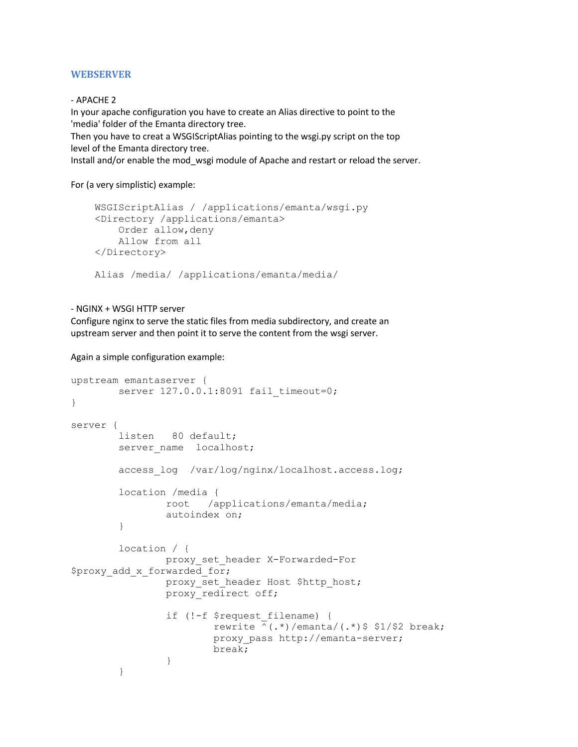## WEBSERVER

- APACHE 2
In your apache configuration you have to create an Alias directive to point to the 'media' folder of the Emanta directory tree.
Then you have to creat a WSGIScriptAlias pointing to the wsgi.py script on the top level of the Emanta directory tree.
Install and/or enable the mod_wsgi module of Apache and restart or reload the server.

For (a very simplistic) example:

```
WSGIScriptAlias / /applications/emanta/wsgi.py
<Directory /applications/emanta>
    Order allow,deny
    Allow from all
</Directory>

Alias /media/ /applications/emanta/media/
```

- NGINX + WSGI HTTP server
Configure nginx to serve the static files from media subdirectory, and create an upstream server and then point it to serve the content from the wsgi server.

Again a simple configuration example:

```
upstream emantaserver {
        server 127.0.0.1:8091 fail_timeout=0;
}

server {
        listen   80 default;
        server_name  localhost;

        access_log  /var/log/nginx/localhost.access.log;

        location /media {
                root   /applications/emanta/media;
                autoindex on;
        }

        location / {
                proxy_set_header X-Forwarded-For
$proxy_add_x_forwarded_for;
                proxy_set_header Host $http_host;
                proxy_redirect off;

                if (!-f $request_filename) {
                        rewrite ^(.*)/emanta/(.*)$ $1/$2 break;
                        proxy_pass http://emanta-server;
                        break;
                }
        }
```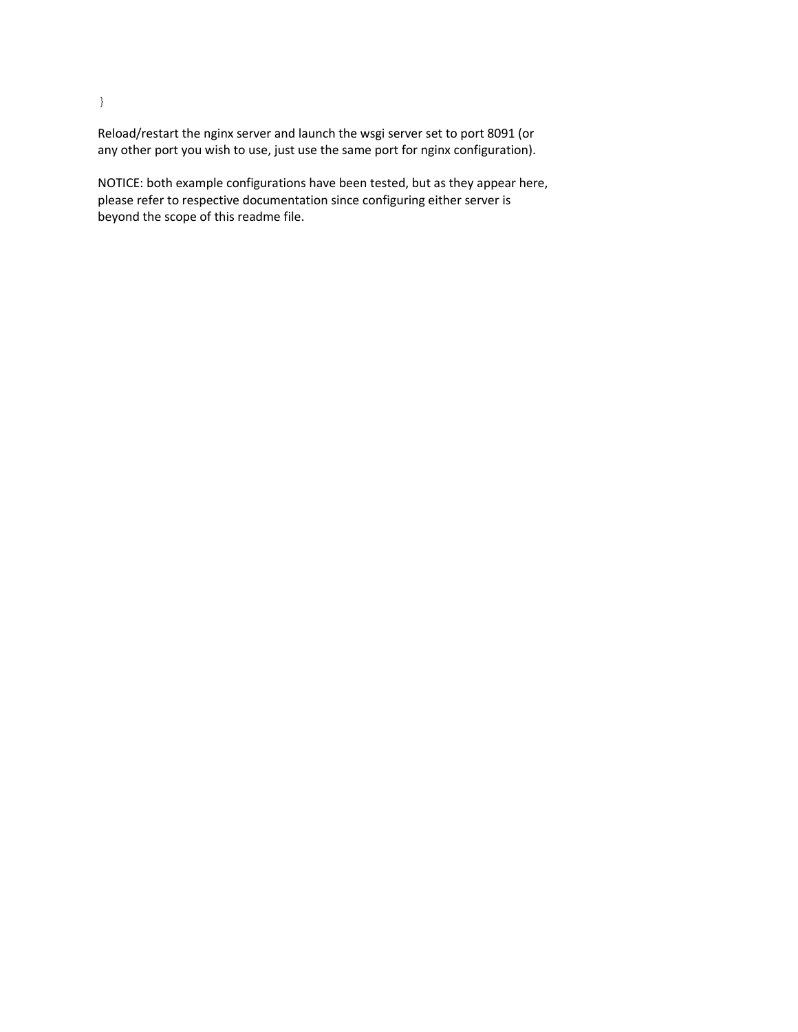```
}
```

Reload/restart the nginx server and launch the wsgi server set to port 8091 (or any other port you wish to use, just use the same port for nginx configuration).

NOTICE: both example configurations have been tested, but as they appear here, please refer to respective documentation since configuring either server is beyond the scope of this readme file.